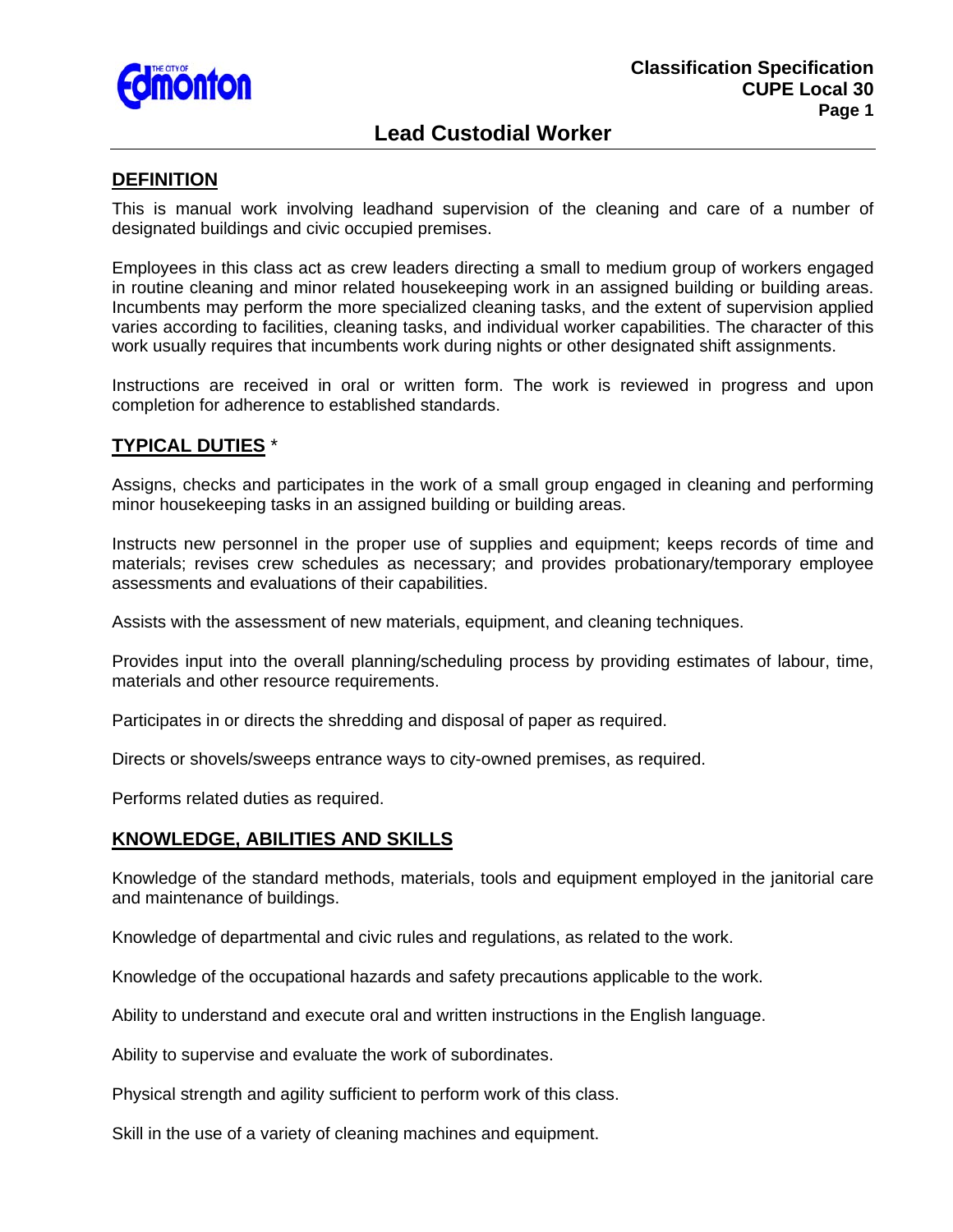Classification Specification
CUPE Local 30

# Lead Custodial Worker

## DEFINITION

This is manual work involving leadhand supervision of the cleaning and care of a number of designated buildings and civic occupied premises.

Employees in this class act as crew leaders directing a small to medium group of workers engaged in routine cleaning and minor related housekeeping work in an assigned building or building areas. Incumbents may perform the more specialized cleaning tasks, and the extent of supervision applied varies according to facilities, cleaning tasks, and individual worker capabilities. The character of this work usually requires that incumbents work during nights or other designated shift assignments.

Instructions are received in oral or written form. The work is reviewed in progress and upon completion for adherence to established standards.

## TYPICAL DUTIES *

Assigns, checks and participates in the work of a small group engaged in cleaning and performing minor housekeeping tasks in an assigned building or building areas.

Instructs new personnel in the proper use of supplies and equipment; keeps records of time and materials; revises crew schedules as necessary; and provides probationary/temporary employee assessments and evaluations of their capabilities.

Assists with the assessment of new materials, equipment, and cleaning techniques.

Provides input into the overall planning/scheduling process by providing estimates of labour, time, materials and other resource requirements.

Participates in or directs the shredding and disposal of paper as required.

Directs or shovels/sweeps entrance ways to city-owned premises, as required.

Performs related duties as required.

## KNOWLEDGE, ABILITIES AND SKILLS

Knowledge of the standard methods, materials, tools and equipment employed in the janitorial care and maintenance of buildings.

Knowledge of departmental and civic rules and regulations, as related to the work.

Knowledge of the occupational hazards and safety precautions applicable to the work.

Ability to understand and execute oral and written instructions in the English language.

Ability to supervise and evaluate the work of subordinates.

Physical strength and agility sufficient to perform work of this class.

Skill in the use of a variety of cleaning machines and equipment.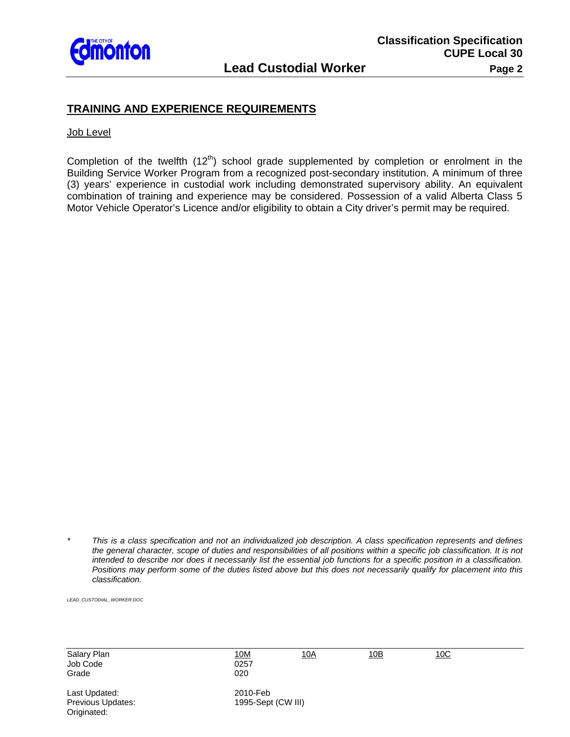## TRAINING AND EXPERIENCE REQUIREMENTS

Job Level

Completion of the twelfth (12th) school grade supplemented by completion or enrolment in the Building Service Worker Program from a recognized post-secondary institution. A minimum of three (3) years' experience in custodial work including demonstrated supervisory ability. An equivalent combination of training and experience may be considered. Possession of a valid Alberta Class 5 Motor Vehicle Operator's Licence and/or eligibility to obtain a City driver's permit may be required.

\* *This is a class specification and not an individualized job description. A class specification represents and defines the general character, scope of duties and responsibilities of all positions within a specific job classification. It is not intended to describe nor does it necessarily list the essential job functions for a specific position in a classification. Positions may perform some of the duties listed above but this does not necessarily qualify for placement into this classification.*

*LEAD_CUSTODIAL_WORKER.DOC*

| | | | | |
|---|---|---|---|---|
| Salary Plan | 10M | 10A | 10B | 10C |
| Job Code | 0257 | | | |
| Grade | 020 | | | |
| Last Updated: | 2010-Feb | | | |
| Previous Updates: | 1995-Sept (CW III) | | | |
| Originated: | | | | |